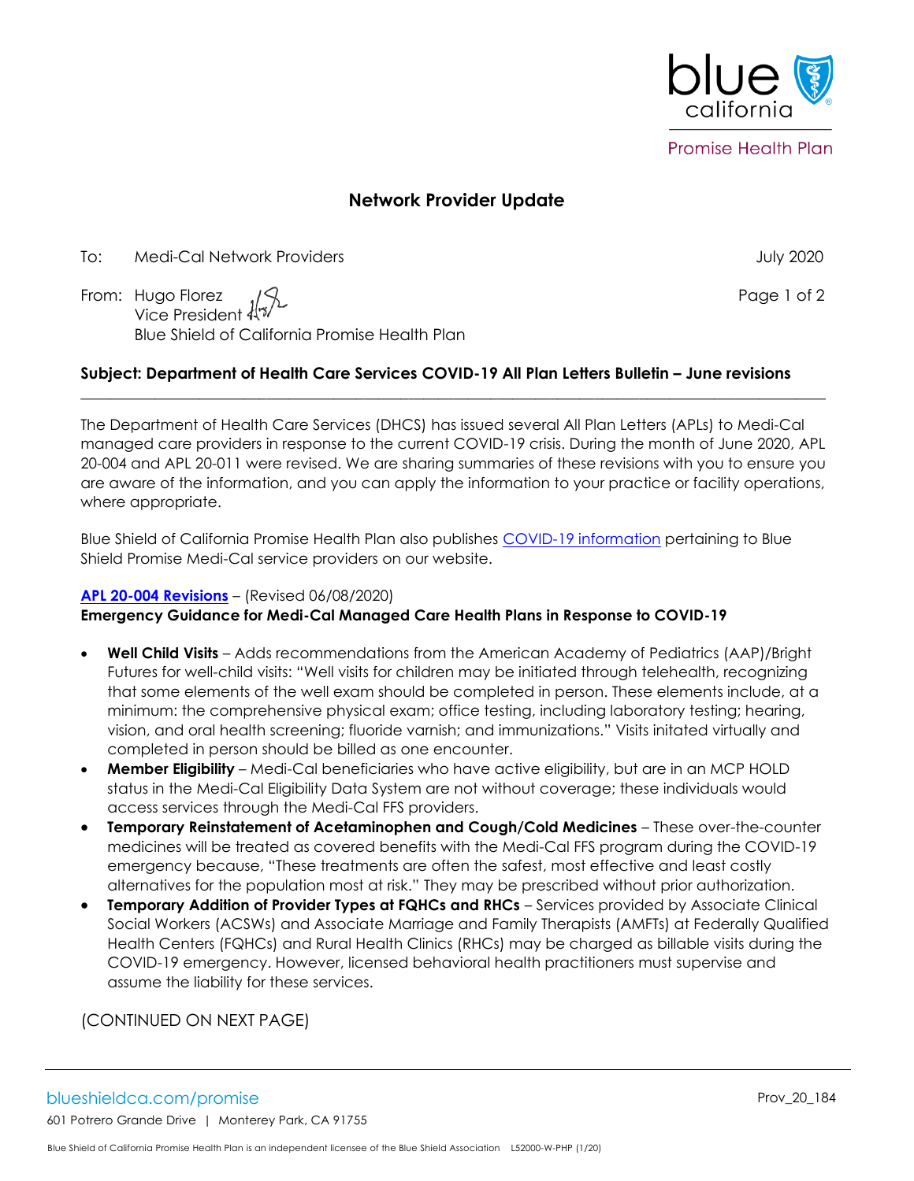# Network Provider Update

To: Medi-Cal Network Providers

July 2020

From: Hugo Florez
Vice President
Blue Shield of California Promise Health Plan

**Subject: Department of Health Care Services COVID-19 All Plan Letters Bulletin – June revisions**

---

The Department of Health Care Services (DHCS) has issued several All Plan Letters (APLs) to Medi-Cal managed care providers in response to the current COVID-19 crisis. During the month of June 2020, APL 20-004 and APL 20-011 were revised. We are sharing summaries of these revisions with you to ensure you are aware of the information, and you can apply the information to your practice or facility operations, where appropriate.

Blue Shield of California Promise Health Plan also publishes COVID-19 information pertaining to Blue Shield Promise Medi-Cal service providers on our website.

**APL 20-004 Revisions** – (Revised 06/08/2020)
**Emergency Guidance for Medi-Cal Managed Care Health Plans in Response to COVID-19**

- **Well Child Visits** – Adds recommendations from the American Academy of Pediatrics (AAP)/Bright Futures for well-child visits: "Well visits for children may be initiated through telehealth, recognizing that some elements of the well exam should be completed in person. These elements include, at a minimum: the comprehensive physical exam; office testing, including laboratory testing; hearing, vision, and oral health screening; fluoride varnish; and immunizations." Visits initated virtually and completed in person should be billed as one encounter.
- **Member Eligibility** – Medi-Cal beneficiaries who have active eligibility, but are in an MCP HOLD status in the Medi-Cal Eligibility Data System are not without coverage; these individuals would access services through the Medi-Cal FFS providers.
- **Temporary Reinstatement of Acetaminophen and Cough/Cold Medicines** – These over-the-counter medicines will be treated as covered benefits with the Medi-Cal FFS program during the COVID-19 emergency because, "These treatments are often the safest, most effective and least costly alternatives for the population most at risk." They may be prescribed without prior authorization.
- **Temporary Addition of Provider Types at FQHCs and RHCs** – Services provided by Associate Clinical Social Workers (ACSWs) and Associate Marriage and Family Therapists (AMFTs) at Federally Qualified Health Centers (FQHCs) and Rural Health Clinics (RHCs) may be charged as billable visits during the COVID-19 emergency. However, licensed behavioral health practitioners must supervise and assume the liability for these services.

(CONTINUED ON NEXT PAGE)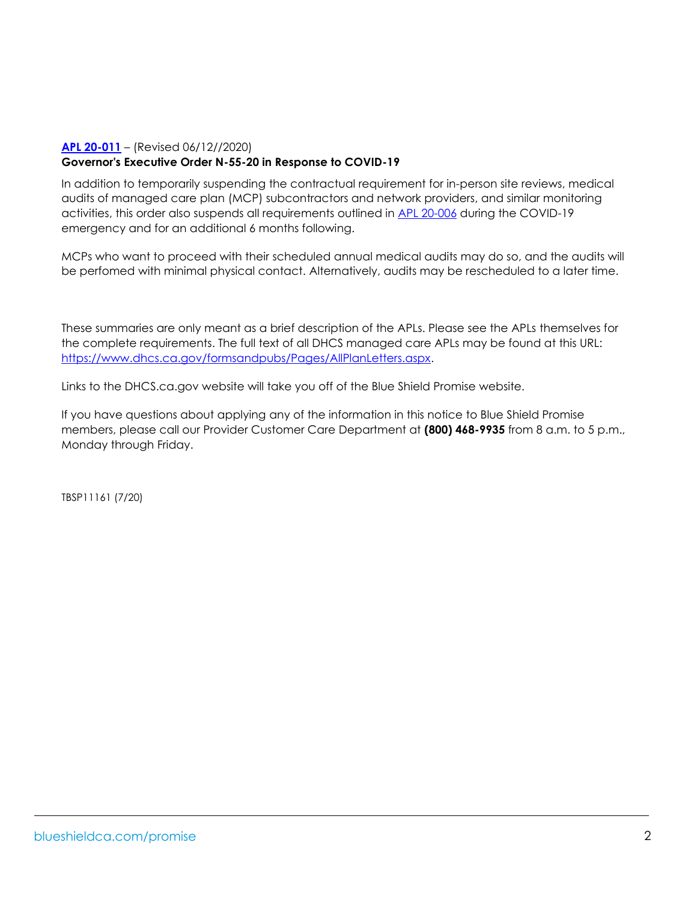**[APL 20-011](#)** – (Revised 06/12//2020)
**Governor's Executive Order N-55-20 in Response to COVID-19**

In addition to temporarily suspending the contractual requirement for in-person site reviews, medical audits of managed care plan (MCP) subcontractors and network providers, and similar monitoring activities, this order also suspends all requirements outlined in [APL 20-006](#) during the COVID-19 emergency and for an additional 6 months following.

MCPs who want to proceed with their scheduled annual medical audits may do so, and the audits will be perfomed with minimal physical contact. Alternatively, audits may be rescheduled to a later time.

These summaries are only meant as a brief description of the APLs. Please see the APLs themselves for the complete requirements. The full text of all DHCS managed care APLs may be found at this URL: [https://www.dhcs.ca.gov/formsandpubs/Pages/AllPlanLetters.aspx](https://www.dhcs.ca.gov/formsandpubs/Pages/AllPlanLetters.aspx).

Links to the DHCS.ca.gov website will take you off of the Blue Shield Promise website.

If you have questions about applying any of the information in this notice to Blue Shield Promise members, please call our Provider Customer Care Department at **(800) 468-9935** from 8 a.m. to 5 p.m., Monday through Friday.

TBSP11161 (7/20)